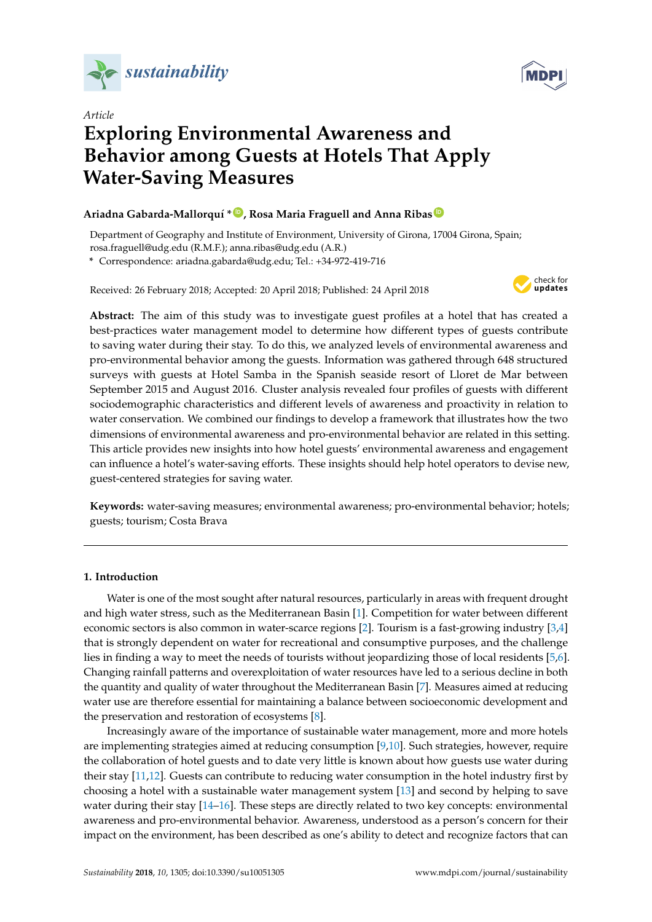*sustainability*

Article

# Exploring Environmental Awareness and Behavior among Guests at Hotels That Apply Water-Saving Measures

**Ariadna Gabarda-Mallorquí \*, Rosa Maria Fraguell and Anna Ribas**

Department of Geography and Institute of Environment, University of Girona, 17004 Girona, Spain; rosa.fraguell@udg.edu (R.M.F.); anna.ribas@udg.edu (A.R.)

\* Correspondence: ariadna.gabarda@udg.edu; Tel.: +34-972-419-716

Received: 26 February 2018; Accepted: 20 April 2018; Published: 24 April 2018

**Abstract:** The aim of this study was to investigate guest profiles at a hotel that has created a best-practices water management model to determine how different types of guests contribute to saving water during their stay. To do this, we analyzed levels of environmental awareness and pro-environmental behavior among the guests. Information was gathered through 648 structured surveys with guests at Hotel Samba in the Spanish seaside resort of Lloret de Mar between September 2015 and August 2016. Cluster analysis revealed four profiles of guests with different sociodemographic characteristics and different levels of awareness and proactivity in relation to water conservation. We combined our findings to develop a framework that illustrates how the two dimensions of environmental awareness and pro-environmental behavior are related in this setting. This article provides new insights into how hotel guests' environmental awareness and engagement can influence a hotel's water-saving efforts. These insights should help hotel operators to devise new, guest-centered strategies for saving water.

**Keywords:** water-saving measures; environmental awareness; pro-environmental behavior; hotels; guests; tourism; Costa Brava

## 1. Introduction

Water is one of the most sought after natural resources, particularly in areas with frequent drought and high water stress, such as the Mediterranean Basin [1]. Competition for water between different economic sectors is also common in water-scarce regions [2]. Tourism is a fast-growing industry [3,4] that is strongly dependent on water for recreational and consumptive purposes, and the challenge lies in finding a way to meet the needs of tourists without jeopardizing those of local residents [5,6]. Changing rainfall patterns and overexploitation of water resources have led to a serious decline in both the quantity and quality of water throughout the Mediterranean Basin [7]. Measures aimed at reducing water use are therefore essential for maintaining a balance between socioeconomic development and the preservation and restoration of ecosystems [8].

Increasingly aware of the importance of sustainable water management, more and more hotels are implementing strategies aimed at reducing consumption [9,10]. Such strategies, however, require the collaboration of hotel guests and to date very little is known about how guests use water during their stay [11,12]. Guests can contribute to reducing water consumption in the hotel industry first by choosing a hotel with a sustainable water management system [13] and second by helping to save water during their stay [14–16]. These steps are directly related to two key concepts: environmental awareness and pro-environmental behavior. Awareness, understood as a person's concern for their impact on the environment, has been described as one's ability to detect and recognize factors that can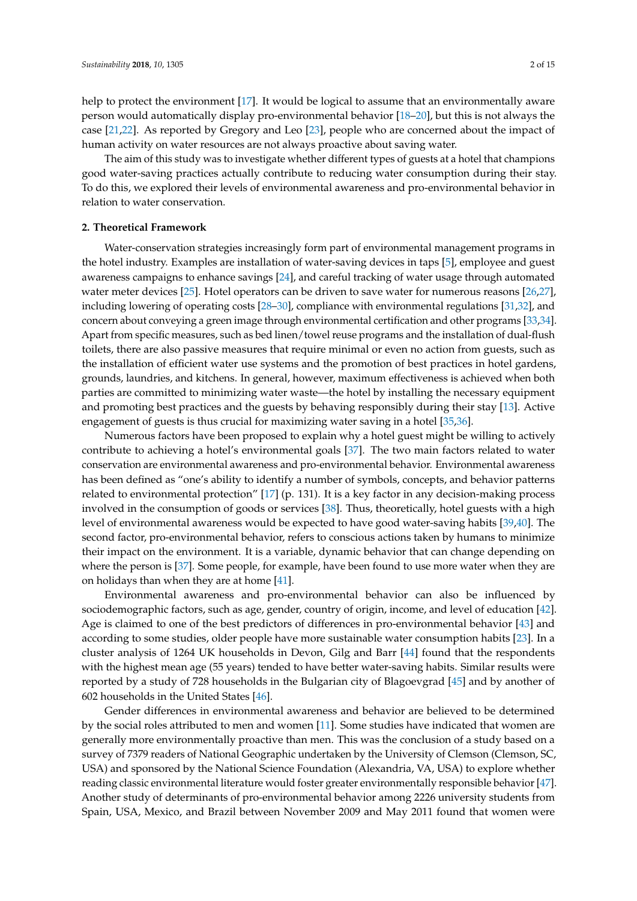help to protect the environment [17]. It would be logical to assume that an environmentally aware person would automatically display pro-environmental behavior [18–20], but this is not always the case [21,22]. As reported by Gregory and Leo [23], people who are concerned about the impact of human activity on water resources are not always proactive about saving water.

The aim of this study was to investigate whether different types of guests at a hotel that champions good water-saving practices actually contribute to reducing water consumption during their stay. To do this, we explored their levels of environmental awareness and pro-environmental behavior in relation to water conservation.

## 2. Theoretical Framework

Water-conservation strategies increasingly form part of environmental management programs in the hotel industry. Examples are installation of water-saving devices in taps [5], employee and guest awareness campaigns to enhance savings [24], and careful tracking of water usage through automated water meter devices [25]. Hotel operators can be driven to save water for numerous reasons [26,27], including lowering of operating costs [28–30], compliance with environmental regulations [31,32], and concern about conveying a green image through environmental certification and other programs [33,34]. Apart from specific measures, such as bed linen/towel reuse programs and the installation of dual-flush toilets, there are also passive measures that require minimal or even no action from guests, such as the installation of efficient water use systems and the promotion of best practices in hotel gardens, grounds, laundries, and kitchens. In general, however, maximum effectiveness is achieved when both parties are committed to minimizing water waste—the hotel by installing the necessary equipment and promoting best practices and the guests by behaving responsibly during their stay [13]. Active engagement of guests is thus crucial for maximizing water saving in a hotel [35,36].

Numerous factors have been proposed to explain why a hotel guest might be willing to actively contribute to achieving a hotel's environmental goals [37]. The two main factors related to water conservation are environmental awareness and pro-environmental behavior. Environmental awareness has been defined as "one's ability to identify a number of symbols, concepts, and behavior patterns related to environmental protection" [17] (p. 131). It is a key factor in any decision-making process involved in the consumption of goods or services [38]. Thus, theoretically, hotel guests with a high level of environmental awareness would be expected to have good water-saving habits [39,40]. The second factor, pro-environmental behavior, refers to conscious actions taken by humans to minimize their impact on the environment. It is a variable, dynamic behavior that can change depending on where the person is [37]. Some people, for example, have been found to use more water when they are on holidays than when they are at home [41].

Environmental awareness and pro-environmental behavior can also be influenced by sociodemographic factors, such as age, gender, country of origin, income, and level of education [42]. Age is claimed to one of the best predictors of differences in pro-environmental behavior [43] and according to some studies, older people have more sustainable water consumption habits [23]. In a cluster analysis of 1264 UK households in Devon, Gilg and Barr [44] found that the respondents with the highest mean age (55 years) tended to have better water-saving habits. Similar results were reported by a study of 728 households in the Bulgarian city of Blagoevgrad [45] and by another of 602 households in the United States [46].

Gender differences in environmental awareness and behavior are believed to be determined by the social roles attributed to men and women [11]. Some studies have indicated that women are generally more environmentally proactive than men. This was the conclusion of a study based on a survey of 7379 readers of National Geographic undertaken by the University of Clemson (Clemson, SC, USA) and sponsored by the National Science Foundation (Alexandria, VA, USA) to explore whether reading classic environmental literature would foster greater environmentally responsible behavior [47]. Another study of determinants of pro-environmental behavior among 2226 university students from Spain, USA, Mexico, and Brazil between November 2009 and May 2011 found that women were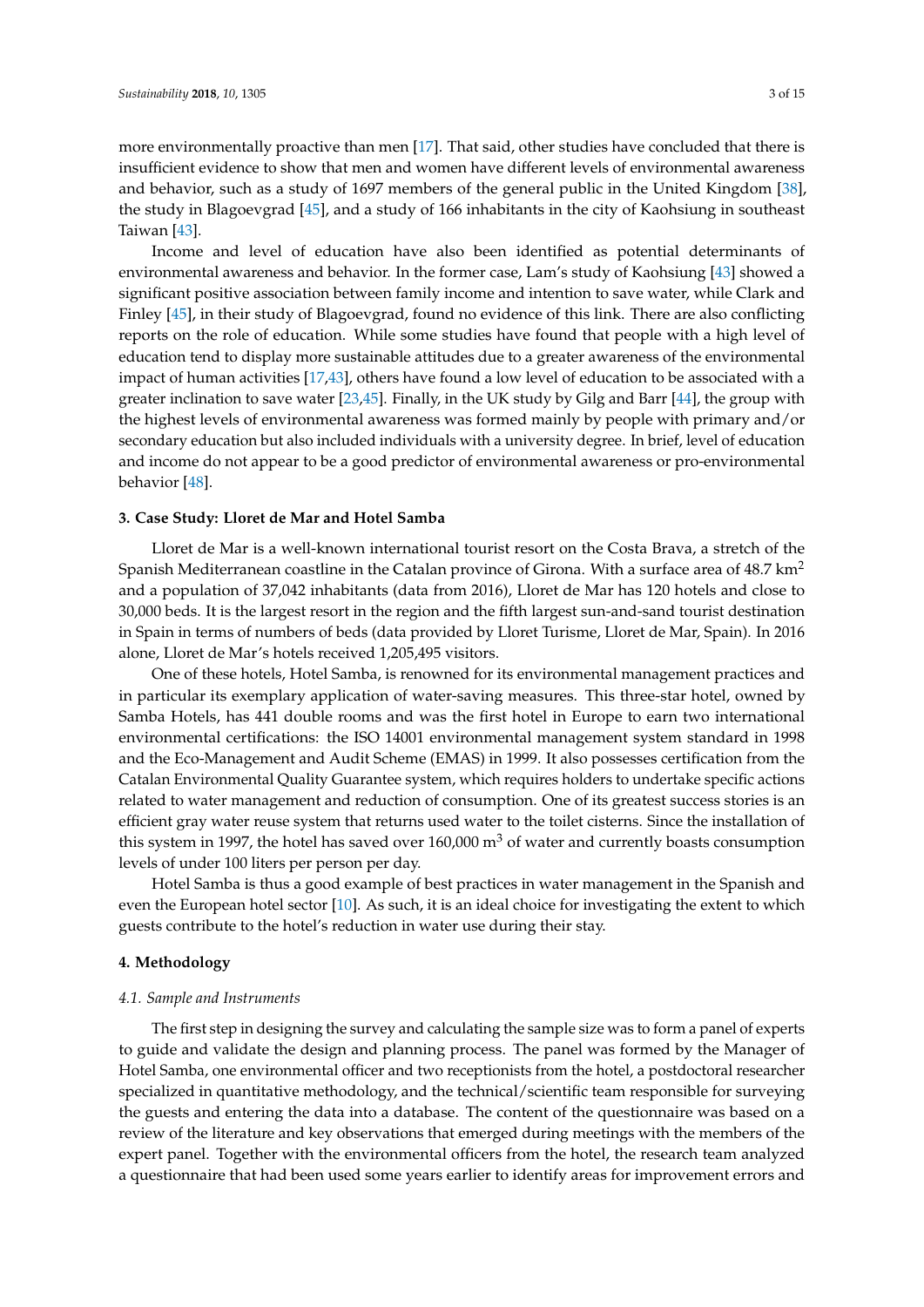more environmentally proactive than men [17]. That said, other studies have concluded that there is insufficient evidence to show that men and women have different levels of environmental awareness and behavior, such as a study of 1697 members of the general public in the United Kingdom [38], the study in Blagoevgrad [45], and a study of 166 inhabitants in the city of Kaohsiung in southeast Taiwan [43].

Income and level of education have also been identified as potential determinants of environmental awareness and behavior. In the former case, Lam's study of Kaohsiung [43] showed a significant positive association between family income and intention to save water, while Clark and Finley [45], in their study of Blagoevgrad, found no evidence of this link. There are also conflicting reports on the role of education. While some studies have found that people with a high level of education tend to display more sustainable attitudes due to a greater awareness of the environmental impact of human activities [17,43], others have found a low level of education to be associated with a greater inclination to save water [23,45]. Finally, in the UK study by Gilg and Barr [44], the group with the highest levels of environmental awareness was formed mainly by people with primary and/or secondary education but also included individuals with a university degree. In brief, level of education and income do not appear to be a good predictor of environmental awareness or pro-environmental behavior [48].

## 3. Case Study: Lloret de Mar and Hotel Samba

Lloret de Mar is a well-known international tourist resort on the Costa Brava, a stretch of the Spanish Mediterranean coastline in the Catalan province of Girona. With a surface area of 48.7 $km^2$ and a population of 37,042 inhabitants (data from 2016), Lloret de Mar has 120 hotels and close to 30,000 beds. It is the largest resort in the region and the fifth largest sun-and-sand tourist destination in Spain in terms of numbers of beds (data provided by Lloret Turisme, Lloret de Mar, Spain). In 2016 alone, Lloret de Mar's hotels received 1,205,495 visitors.

One of these hotels, Hotel Samba, is renowned for its environmental management practices and in particular its exemplary application of water-saving measures. This three-star hotel, owned by Samba Hotels, has 441 double rooms and was the first hotel in Europe to earn two international environmental certifications: the ISO 14001 environmental management system standard in 1998 and the Eco-Management and Audit Scheme (EMAS) in 1999. It also possesses certification from the Catalan Environmental Quality Guarantee system, which requires holders to undertake specific actions related to water management and reduction of consumption. One of its greatest success stories is an efficient gray water reuse system that returns used water to the toilet cisterns. Since the installation of this system in 1997, the hotel has saved over 160,000 $m^3$ of water and currently boasts consumption levels of under 100 liters per person per day.

Hotel Samba is thus a good example of best practices in water management in the Spanish and even the European hotel sector [10]. As such, it is an ideal choice for investigating the extent to which guests contribute to the hotel's reduction in water use during their stay.

## 4. Methodology

### *4.1. Sample and Instruments*

The first step in designing the survey and calculating the sample size was to form a panel of experts to guide and validate the design and planning process. The panel was formed by the Manager of Hotel Samba, one environmental officer and two receptionists from the hotel, a postdoctoral researcher specialized in quantitative methodology, and the technical/scientific team responsible for surveying the guests and entering the data into a database. The content of the questionnaire was based on a review of the literature and key observations that emerged during meetings with the members of the expert panel. Together with the environmental officers from the hotel, the research team analyzed a questionnaire that had been used some years earlier to identify areas for improvement errors and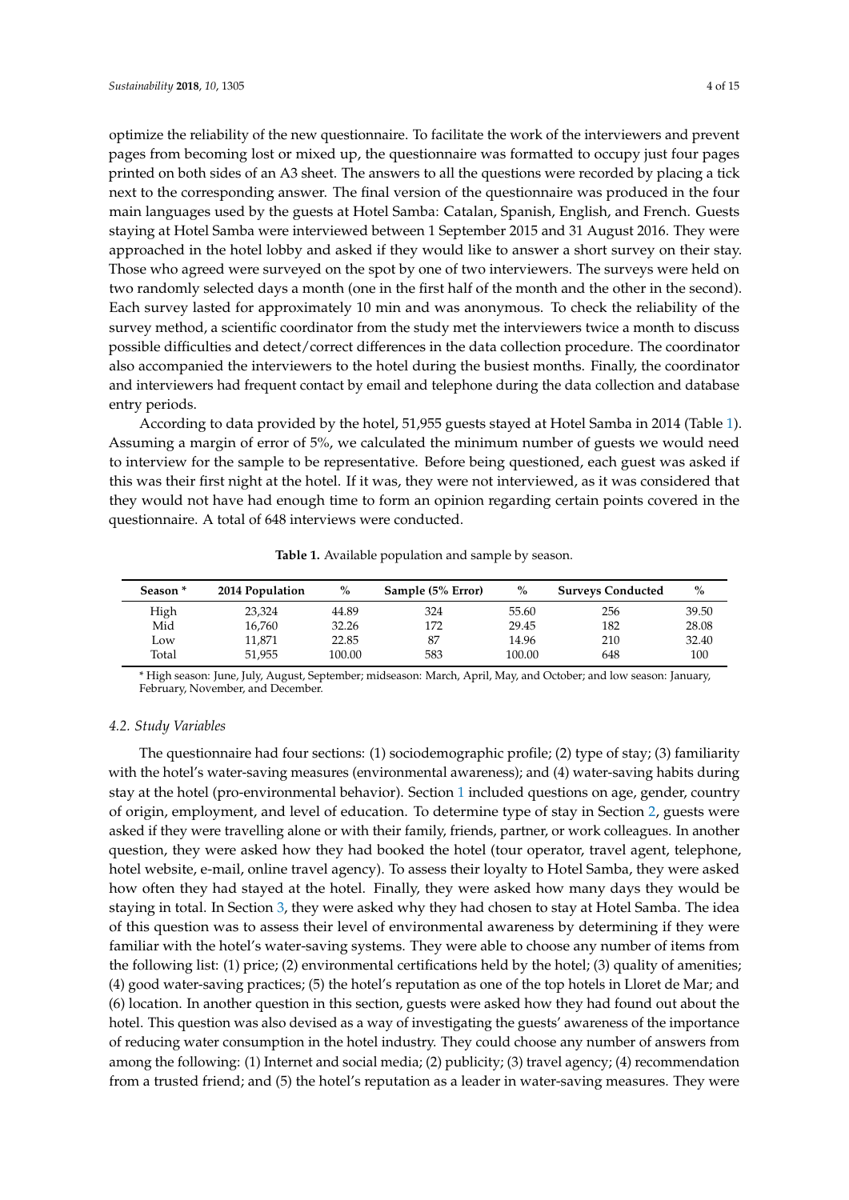optimize the reliability of the new questionnaire. To facilitate the work of the interviewers and prevent pages from becoming lost or mixed up, the questionnaire was formatted to occupy just four pages printed on both sides of an A3 sheet. The answers to all the questions were recorded by placing a tick next to the corresponding answer. The final version of the questionnaire was produced in the four main languages used by the guests at Hotel Samba: Catalan, Spanish, English, and French. Guests staying at Hotel Samba were interviewed between 1 September 2015 and 31 August 2016. They were approached in the hotel lobby and asked if they would like to answer a short survey on their stay. Those who agreed were surveyed on the spot by one of two interviewers. The surveys were held on two randomly selected days a month (one in the first half of the month and the other in the second). Each survey lasted for approximately 10 min and was anonymous. To check the reliability of the survey method, a scientific coordinator from the study met the interviewers twice a month to discuss possible difficulties and detect/correct differences in the data collection procedure. The coordinator also accompanied the interviewers to the hotel during the busiest months. Finally, the coordinator and interviewers had frequent contact by email and telephone during the data collection and database entry periods.

According to data provided by the hotel, 51,955 guests stayed at Hotel Samba in 2014 (Table 1). Assuming a margin of error of 5%, we calculated the minimum number of guests we would need to interview for the sample to be representative. Before being questioned, each guest was asked if this was their first night at the hotel. If it was, they were not interviewed, as it was considered that they would not have had enough time to form an opinion regarding certain points covered in the questionnaire. A total of 648 interviews were conducted.

**Table 1.** Available population and sample by season.

| Season * | 2014 Population | % | Sample (5% Error) | % | Surveys Conducted | % |
|---|---|---|---|---|---|---|
| High | 23,324 | 44.89 | 324 | 55.60 | 256 | 39.50 |
| Mid | 16,760 | 32.26 | 172 | 29.45 | 182 | 28.08 |
| Low | 11,871 | 22.85 | 87 | 14.96 | 210 | 32.40 |
| Total | 51,955 | 100.00 | 583 | 100.00 | 648 | 100 |

* High season: June, July, August, September; midseason: March, April, May, and October; and low season: January, February, November, and December.

### 4.2. Study Variables

The questionnaire had four sections: (1) sociodemographic profile; (2) type of stay; (3) familiarity with the hotel's water-saving measures (environmental awareness); and (4) water-saving habits during stay at the hotel (pro-environmental behavior). Section 1 included questions on age, gender, country of origin, employment, and level of education. To determine type of stay in Section 2, guests were asked if they were travelling alone or with their family, friends, partner, or work colleagues. In another question, they were asked how they had booked the hotel (tour operator, travel agent, telephone, hotel website, e-mail, online travel agency). To assess their loyalty to Hotel Samba, they were asked how often they had stayed at the hotel. Finally, they were asked how many days they would be staying in total. In Section 3, they were asked why they had chosen to stay at Hotel Samba. The idea of this question was to assess their level of environmental awareness by determining if they were familiar with the hotel's water-saving systems. They were able to choose any number of items from the following list: (1) price; (2) environmental certifications held by the hotel; (3) quality of amenities; (4) good water-saving practices; (5) the hotel's reputation as one of the top hotels in Lloret de Mar; and (6) location. In another question in this section, guests were asked how they had found out about the hotel. This question was also devised as a way of investigating the guests' awareness of the importance of reducing water consumption in the hotel industry. They could choose any number of answers from among the following: (1) Internet and social media; (2) publicity; (3) travel agency; (4) recommendation from a trusted friend; and (5) the hotel's reputation as a leader in water-saving measures. They were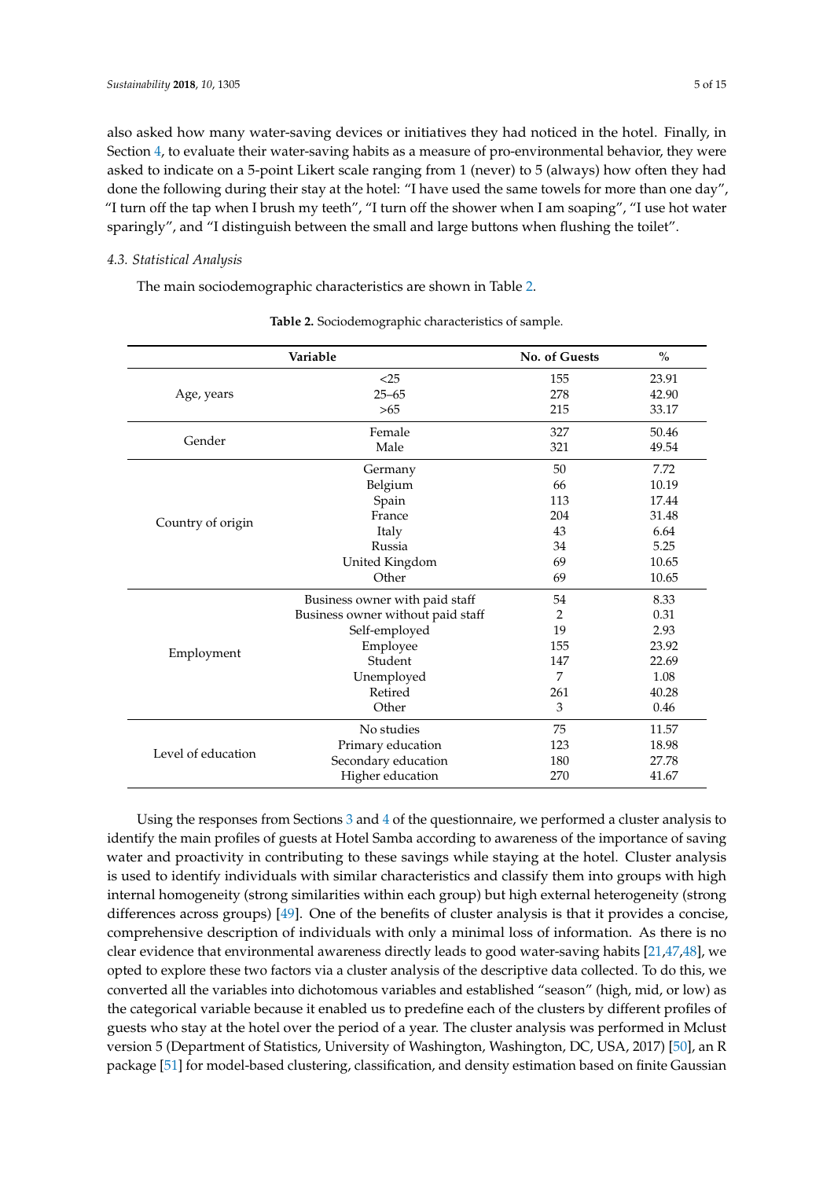also asked how many water-saving devices or initiatives they had noticed in the hotel. Finally, in Section 4, to evaluate their water-saving habits as a measure of pro-environmental behavior, they were asked to indicate on a 5-point Likert scale ranging from 1 (never) to 5 (always) how often they had done the following during their stay at the hotel: "I have used the same towels for more than one day", "I turn off the tap when I brush my teeth", "I turn off the shower when I am soaping", "I use hot water sparingly", and "I distinguish between the small and large buttons when flushing the toilet".

### 4.3. Statistical Analysis

The main sociodemographic characteristics are shown in Table 2.

**Table 2.** Sociodemographic characteristics of sample.

| Variable | | No. of Guests | % |
|---|---|---|---|
| Age, years | <25 | 155 | 23.91 |
| | 25–65 | 278 | 42.90 |
| | >65 | 215 | 33.17 |
| Gender | Female | 327 | 50.46 |
| | Male | 321 | 49.54 |
| Country of origin | Germany | 50 | 7.72 |
| | Belgium | 66 | 10.19 |
| | Spain | 113 | 17.44 |
| | France | 204 | 31.48 |
| | Italy | 43 | 6.64 |
| | Russia | 34 | 5.25 |
| | United Kingdom | 69 | 10.65 |
| | Other | 69 | 10.65 |
| Employment | Business owner with paid staff | 54 | 8.33 |
| | Business owner without paid staff | 2 | 0.31 |
| | Self-employed | 19 | 2.93 |
| | Employee | 155 | 23.92 |
| | Student | 147 | 22.69 |
| | Unemployed | 7 | 1.08 |
| | Retired | 261 | 40.28 |
| | Other | 3 | 0.46 |
| Level of education | No studies | 75 | 11.57 |
| | Primary education | 123 | 18.98 |
| | Secondary education | 180 | 27.78 |
| | Higher education | 270 | 41.67 |

Using the responses from Sections 3 and 4 of the questionnaire, we performed a cluster analysis to identify the main profiles of guests at Hotel Samba according to awareness of the importance of saving water and proactivity in contributing to these savings while staying at the hotel. Cluster analysis is used to identify individuals with similar characteristics and classify them into groups with high internal homogeneity (strong similarities within each group) but high external heterogeneity (strong differences across groups) [49]. One of the benefits of cluster analysis is that it provides a concise, comprehensive description of individuals with only a minimal loss of information. As there is no clear evidence that environmental awareness directly leads to good water-saving habits [21,47,48], we opted to explore these two factors via a cluster analysis of the descriptive data collected. To do this, we converted all the variables into dichotomous variables and established "season" (high, mid, or low) as the categorical variable because it enabled us to predefine each of the clusters by different profiles of guests who stay at the hotel over the period of a year. The cluster analysis was performed in Mclust version 5 (Department of Statistics, University of Washington, Washington, DC, USA, 2017) [50], an R package [51] for model-based clustering, classification, and density estimation based on finite Gaussian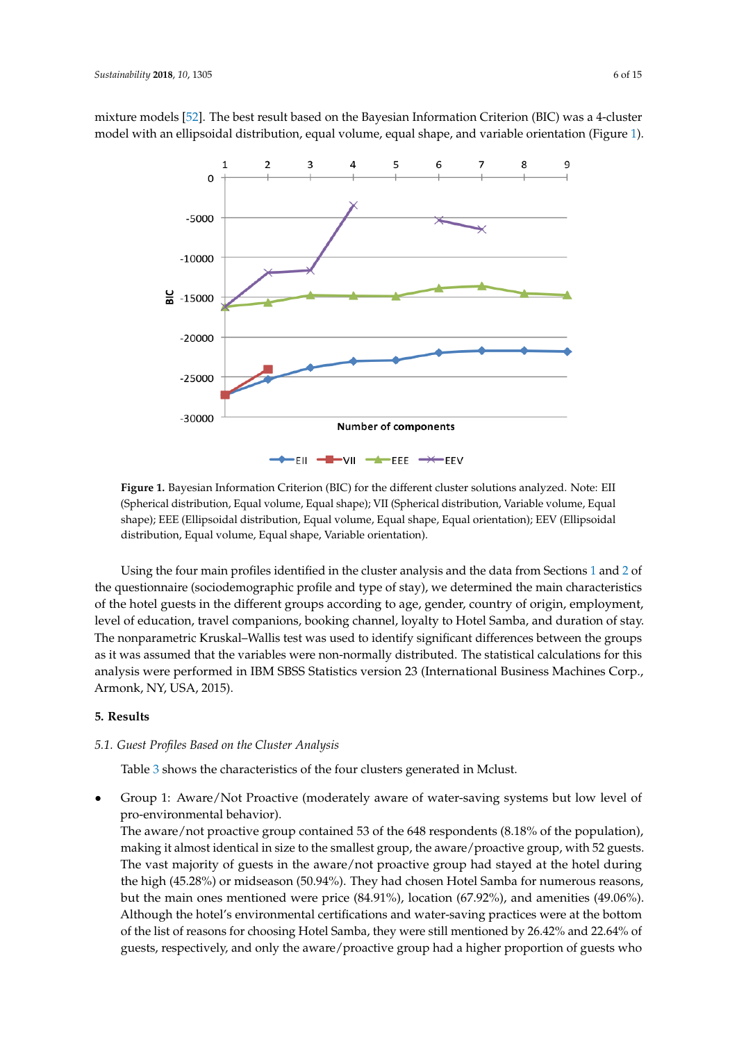mixture models [52]. The best result based on the Bayesian Information Criterion (BIC) was a 4-cluster model with an ellipsoidal distribution, equal volume, equal shape, and variable orientation (Figure 1).

1 2 3 4 5 6 7 8 9

0
-5000
-10000
-15000
-20000
-25000
-30000

BIC

Number of components

EII VII EEE EEV

**Figure 1.** Bayesian Information Criterion (BIC) for the different cluster solutions analyzed. Note: EII (Spherical distribution, Equal volume, Equal shape); VII (Spherical distribution, Variable volume, Equal shape); EEE (Ellipsoidal distribution, Equal volume, Equal shape, Equal orientation); EEV (Ellipsoidal distribution, Equal volume, Equal shape, Variable orientation).

Using the four main profiles identified in the cluster analysis and the data from Sections 1 and 2 of the questionnaire (sociodemographic profile and type of stay), we determined the main characteristics of the hotel guests in the different groups according to age, gender, country of origin, employment, level of education, travel companions, booking channel, loyalty to Hotel Samba, and duration of stay. The nonparametric Kruskal–Wallis test was used to identify significant differences between the groups as it was assumed that the variables were non-normally distributed. The statistical calculations for this analysis were performed in IBM SBSS Statistics version 23 (International Business Machines Corp., Armonk, NY, USA, 2015).

## 5. Results

### *5.1. Guest Profiles Based on the Cluster Analysis*

Table 3 shows the characteristics of the four clusters generated in Mclust.

- Group 1: Aware/Not Proactive (moderately aware of water-saving systems but low level of pro-environmental behavior).
  The aware/not proactive group contained 53 of the 648 respondents (8.18% of the population), making it almost identical in size to the smallest group, the aware/proactive group, with 52 guests. The vast majority of guests in the aware/not proactive group had stayed at the hotel during the high (45.28%) or midseason (50.94%). They had chosen Hotel Samba for numerous reasons, but the main ones mentioned were price (84.91%), location (67.92%), and amenities (49.06%). Although the hotel's environmental certifications and water-saving practices were at the bottom of the list of reasons for choosing Hotel Samba, they were still mentioned by 26.42% and 22.64% of guests, respectively, and only the aware/proactive group had a higher proportion of guests who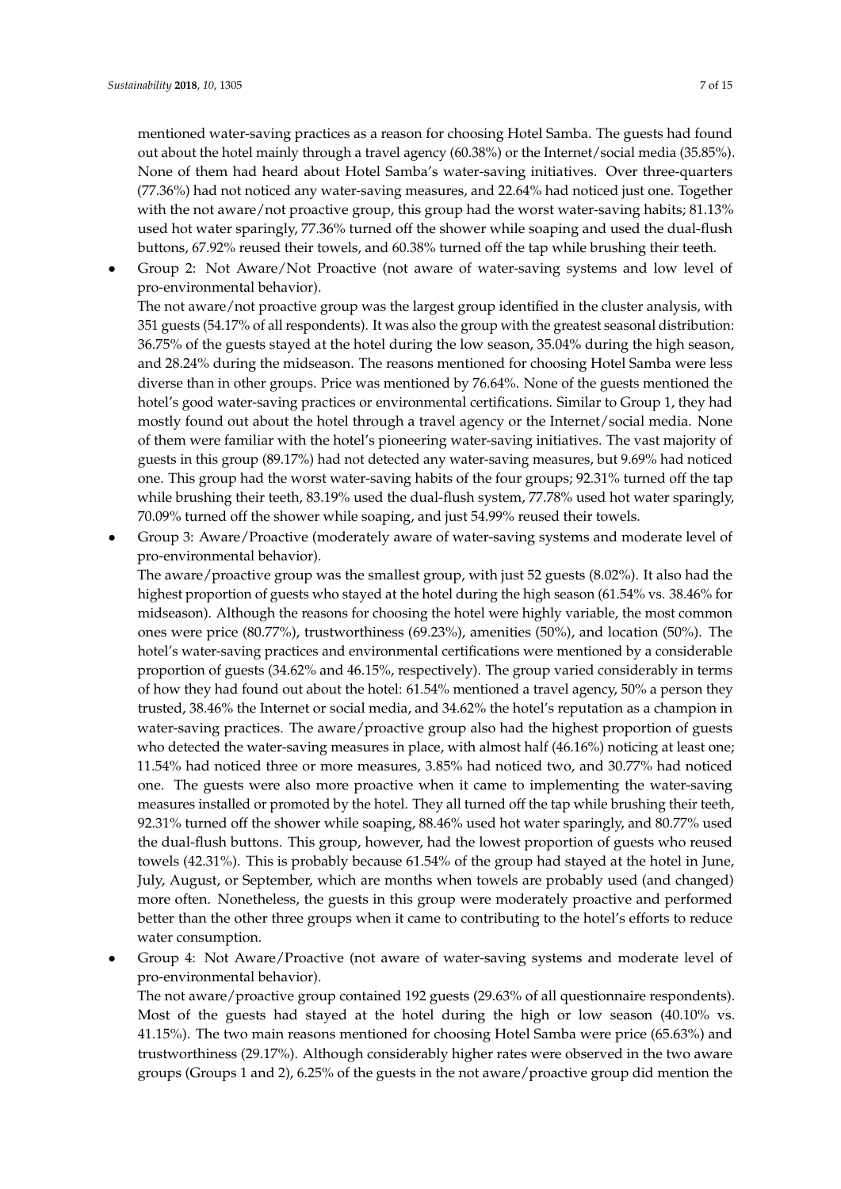mentioned water-saving practices as a reason for choosing Hotel Samba. The guests had found out about the hotel mainly through a travel agency (60.38%) or the Internet/social media (35.85%). None of them had heard about Hotel Samba's water-saving initiatives. Over three-quarters (77.36%) had not noticed any water-saving measures, and 22.64% had noticed just one. Together with the not aware/not proactive group, this group had the worst water-saving habits; 81.13% used hot water sparingly, 77.36% turned off the shower while soaping and used the dual-flush buttons, 67.92% reused their towels, and 60.38% turned off the tap while brushing their teeth.

- Group 2: Not Aware/Not Proactive (not aware of water-saving systems and low level of pro-environmental behavior).

  The not aware/not proactive group was the largest group identified in the cluster analysis, with 351 guests (54.17% of all respondents). It was also the group with the greatest seasonal distribution: 36.75% of the guests stayed at the hotel during the low season, 35.04% during the high season, and 28.24% during the midseason. The reasons mentioned for choosing Hotel Samba were less diverse than in other groups. Price was mentioned by 76.64%. None of the guests mentioned the hotel's good water-saving practices or environmental certifications. Similar to Group 1, they had mostly found out about the hotel through a travel agency or the Internet/social media. None of them were familiar with the hotel's pioneering water-saving initiatives. The vast majority of guests in this group (89.17%) had not detected any water-saving measures, but 9.69% had noticed one. This group had the worst water-saving habits of the four groups; 92.31% turned off the tap while brushing their teeth, 83.19% used the dual-flush system, 77.78% used hot water sparingly, 70.09% turned off the shower while soaping, and just 54.99% reused their towels.

- Group 3: Aware/Proactive (moderately aware of water-saving systems and moderate level of pro-environmental behavior).

  The aware/proactive group was the smallest group, with just 52 guests (8.02%). It also had the highest proportion of guests who stayed at the hotel during the high season (61.54% vs. 38.46% for midseason). Although the reasons for choosing the hotel were highly variable, the most common ones were price (80.77%), trustworthiness (69.23%), amenities (50%), and location (50%). The hotel's water-saving practices and environmental certifications were mentioned by a considerable proportion of guests (34.62% and 46.15%, respectively). The group varied considerably in terms of how they had found out about the hotel: 61.54% mentioned a travel agency, 50% a person they trusted, 38.46% the Internet or social media, and 34.62% the hotel's reputation as a champion in water-saving practices. The aware/proactive group also had the highest proportion of guests who detected the water-saving measures in place, with almost half (46.16%) noticing at least one; 11.54% had noticed three or more measures, 3.85% had noticed two, and 30.77% had noticed one. The guests were also more proactive when it came to implementing the water-saving measures installed or promoted by the hotel. They all turned off the tap while brushing their teeth, 92.31% turned off the shower while soaping, 88.46% used hot water sparingly, and 80.77% used the dual-flush buttons. This group, however, had the lowest proportion of guests who reused towels (42.31%). This is probably because 61.54% of the group had stayed at the hotel in June, July, August, or September, which are months when towels are probably used (and changed) more often. Nonetheless, the guests in this group were moderately proactive and performed better than the other three groups when it came to contributing to the hotel's efforts to reduce water consumption.

- Group 4: Not Aware/Proactive (not aware of water-saving systems and moderate level of pro-environmental behavior).

  The not aware/proactive group contained 192 guests (29.63% of all questionnaire respondents). Most of the guests had stayed at the hotel during the high or low season (40.10% vs. 41.15%). The two main reasons mentioned for choosing Hotel Samba were price (65.63%) and trustworthiness (29.17%). Although considerably higher rates were observed in the two aware groups (Groups 1 and 2), 6.25% of the guests in the not aware/proactive group did mention the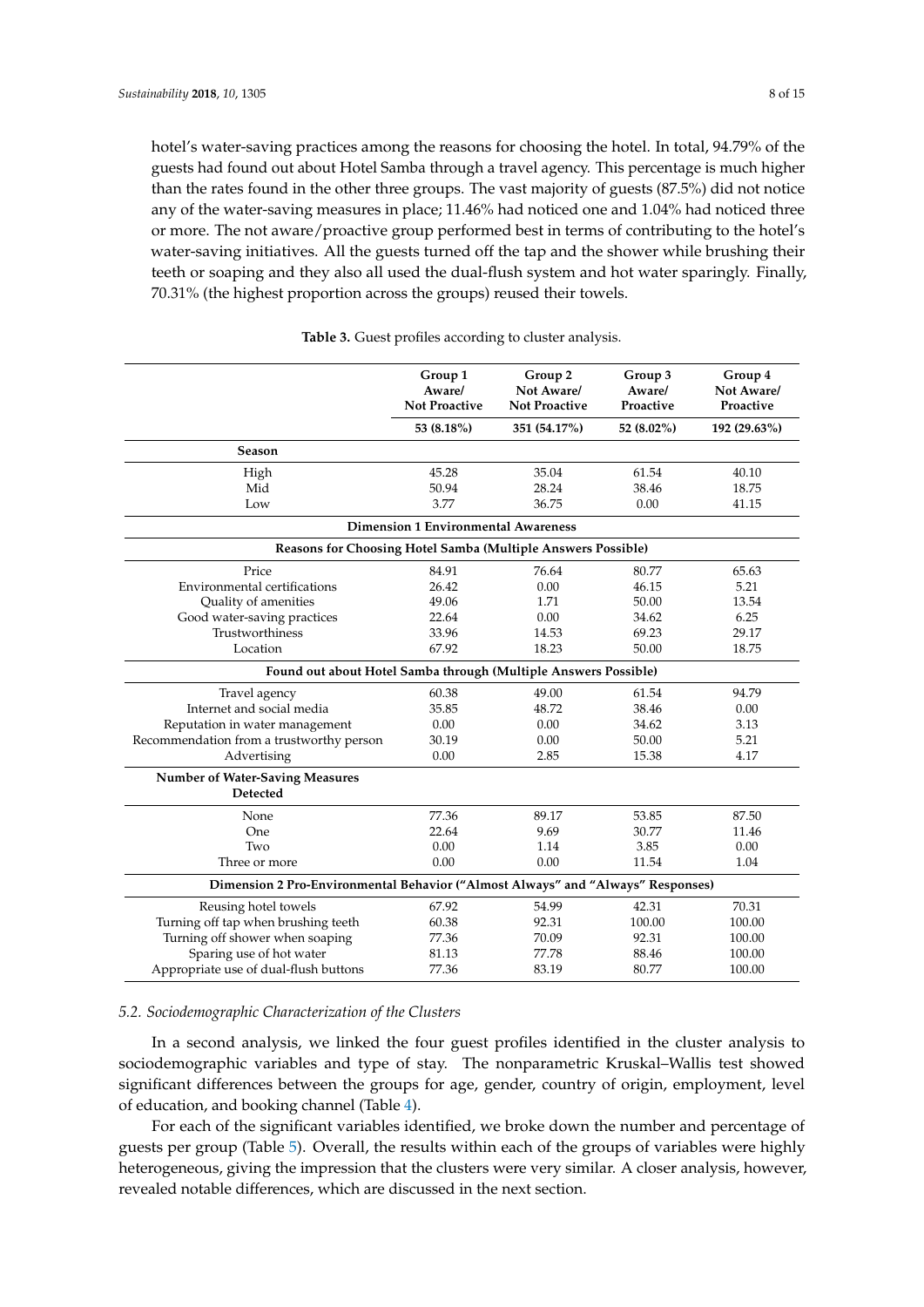hotel's water-saving practices among the reasons for choosing the hotel. In total, 94.79% of the guests had found out about Hotel Samba through a travel agency. This percentage is much higher than the rates found in the other three groups. The vast majority of guests (87.5%) did not notice any of the water-saving measures in place; 11.46% had noticed one and 1.04% had noticed three or more. The not aware/proactive group performed best in terms of contributing to the hotel's water-saving initiatives. All the guests turned off the tap and the shower while brushing their teeth or soaping and they also all used the dual-flush system and hot water sparingly. Finally, 70.31% (the highest proportion across the groups) reused their towels.

**Table 3.** Guest profiles according to cluster analysis.

| | Group 1 Aware/ Not Proactive | Group 2 Not Aware/ Not Proactive | Group 3 Aware/ Proactive | Group 4 Not Aware/ Proactive |
|---|---|---|---|---|
| | 53 (8.18%) | 351 (54.17%) | 52 (8.02%) | 192 (29.63%) |
| **Season** | | | | |
| High | 45.28 | 35.04 | 61.54 | 40.10 |
| Mid | 50.94 | 28.24 | 38.46 | 18.75 |
| Low | 3.77 | 36.75 | 0.00 | 41.15 |
| **Dimension 1 Environmental Awareness** | | | | |
| **Reasons for Choosing Hotel Samba (Multiple Answers Possible)** | | | | |
| Price | 84.91 | 76.64 | 80.77 | 65.63 |
| Environmental certifications | 26.42 | 0.00 | 46.15 | 5.21 |
| Quality of amenities | 49.06 | 1.71 | 50.00 | 13.54 |
| Good water-saving practices | 22.64 | 0.00 | 34.62 | 6.25 |
| Trustworthiness | 33.96 | 14.53 | 69.23 | 29.17 |
| Location | 67.92 | 18.23 | 50.00 | 18.75 |
| **Found out about Hotel Samba through (Multiple Answers Possible)** | | | | |
| Travel agency | 60.38 | 49.00 | 61.54 | 94.79 |
| Internet and social media | 35.85 | 48.72 | 38.46 | 0.00 |
| Reputation in water management | 0.00 | 0.00 | 34.62 | 3.13 |
| Recommendation from a trustworthy person | 30.19 | 0.00 | 50.00 | 5.21 |
| Advertising | 0.00 | 2.85 | 15.38 | 4.17 |
| **Number of Water-Saving Measures Detected** | | | | |
| None | 77.36 | 89.17 | 53.85 | 87.50 |
| One | 22.64 | 9.69 | 30.77 | 11.46 |
| Two | 0.00 | 1.14 | 3.85 | 0.00 |
| Three or more | 0.00 | 0.00 | 11.54 | 1.04 |
| **Dimension 2 Pro-Environmental Behavior ("Almost Always" and "Always" Responses)** | | | | |
| Reusing hotel towels | 67.92 | 54.99 | 42.31 | 70.31 |
| Turning off tap when brushing teeth | 60.38 | 92.31 | 100.00 | 100.00 |
| Turning off shower when soaping | 77.36 | 70.09 | 92.31 | 100.00 |
| Sparing use of hot water | 81.13 | 77.78 | 88.46 | 100.00 |
| Appropriate use of dual-flush buttons | 77.36 | 83.19 | 80.77 | 100.00 |

### 5.2. Sociodemographic Characterization of the Clusters

In a second analysis, we linked the four guest profiles identified in the cluster analysis to sociodemographic variables and type of stay. The nonparametric Kruskal–Wallis test showed significant differences between the groups for age, gender, country of origin, employment, level of education, and booking channel (Table 4).

For each of the significant variables identified, we broke down the number and percentage of guests per group (Table 5). Overall, the results within each of the groups of variables were highly heterogeneous, giving the impression that the clusters were very similar. A closer analysis, however, revealed notable differences, which are discussed in the next section.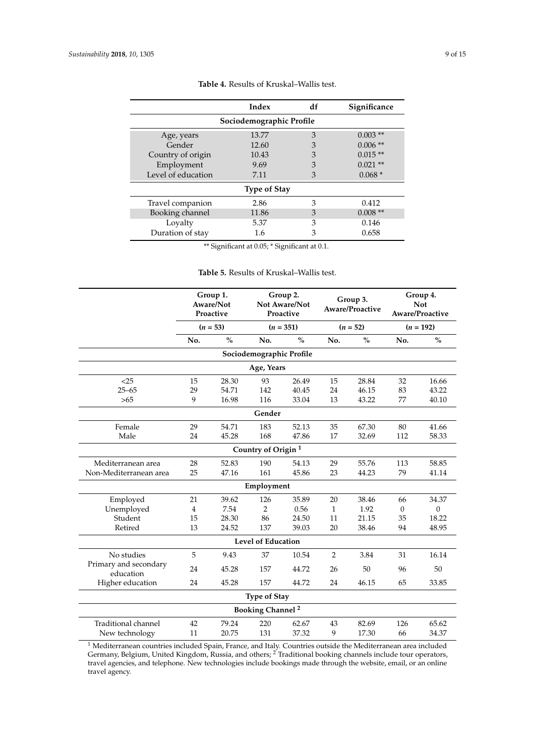**Table 4.** Results of Kruskal–Wallis test.

| | Index | df | Significance |
|---|---|---|---|
| **Sociodemographic Profile** | | | |
| Age, years | 13.77 | 3 | 0.003 ** |
| Gender | 12.60 | 3 | 0.006 ** |
| Country of origin | 10.43 | 3 | 0.015 ** |
| Employment | 9.69 | 3 | 0.021 ** |
| Level of education | 7.11 | 3 | 0.068 * |
| **Type of Stay** | | | |
| Travel companion | 2.86 | 3 | 0.412 |
| Booking channel | 11.86 | 3 | 0.008 ** |
| Loyalty | 5.37 | 3 | 0.146 |
| Duration of stay | 1.6 | 3 | 0.658 |

** Significant at 0.05; * Significant at 0.1.

**Table 5.** Results of Kruskal–Wallis test.

| | Group 1. Aware/Not Proactive | | Group 2. Not Aware/Not Proactive | | Group 3. Aware/Proactive | | Group 4. Not Aware/Proactive | |
|---|---|---|---|---|---|---|---|---|
| | ($n$ = 53) | | ($n$ = 351) | | ($n$ = 52) | | ($n$ = 192) | |
| | No. | % | No. | % | No. | % | No. | % |
| **Sociodemographic Profile** | | | | | | | | |
| **Age, Years** | | | | | | | | |
| <25 | 15 | 28.30 | 93 | 26.49 | 15 | 28.84 | 32 | 16.66 |
| 25–65 | 29 | 54.71 | 142 | 40.45 | 24 | 46.15 | 83 | 43.22 |
| >65 | 9 | 16.98 | 116 | 33.04 | 13 | 43.22 | 77 | 40.10 |
| **Gender** | | | | | | | | |
| Female | 29 | 54.71 | 183 | 52.13 | 35 | 67.30 | 80 | 41.66 |
| Male | 24 | 45.28 | 168 | 47.86 | 17 | 32.69 | 112 | 58.33 |
| **Country of Origin [1]** | | | | | | | | |
| Mediterranean area | 28 | 52.83 | 190 | 54.13 | 29 | 55.76 | 113 | 58.85 |
| Non-Mediterranean area | 25 | 47.16 | 161 | 45.86 | 23 | 44.23 | 79 | 41.14 |
| **Employment** | | | | | | | | |
| Employed | 21 | 39.62 | 126 | 35.89 | 20 | 38.46 | 66 | 34.37 |
| Unemployed | 4 | 7.54 | 2 | 0.56 | 1 | 1.92 | 0 | 0 |
| Student | 15 | 28.30 | 86 | 24.50 | 11 | 21.15 | 35 | 18.22 |
| Retired | 13 | 24.52 | 137 | 39.03 | 20 | 38.46 | 94 | 48.95 |
| **Level of Education** | | | | | | | | |
| No studies | 5 | 9.43 | 37 | 10.54 | 2 | 3.84 | 31 | 16.14 |
| Primary and secondary education | 24 | 45.28 | 157 | 44.72 | 26 | 50 | 96 | 50 |
| Higher education | 24 | 45.28 | 157 | 44.72 | 24 | 46.15 | 65 | 33.85 |
| **Type of Stay** | | | | | | | | |
| **Booking Channel [2]** | | | | | | | | |
| Traditional channel | 42 | 79.24 | 220 | 62.67 | 43 | 82.69 | 126 | 65.62 |
| New technology | 11 | 20.75 | 131 | 37.32 | 9 | 17.30 | 66 | 34.37 |

[1] Mediterranean countries included Spain, France, and Italy. Countries outside the Mediterranean area included Germany, Belgium, United Kingdom, Russia, and others; [2] Traditional booking channels include tour operators, travel agencies, and telephone. New technologies include bookings made through the website, email, or an online travel agency.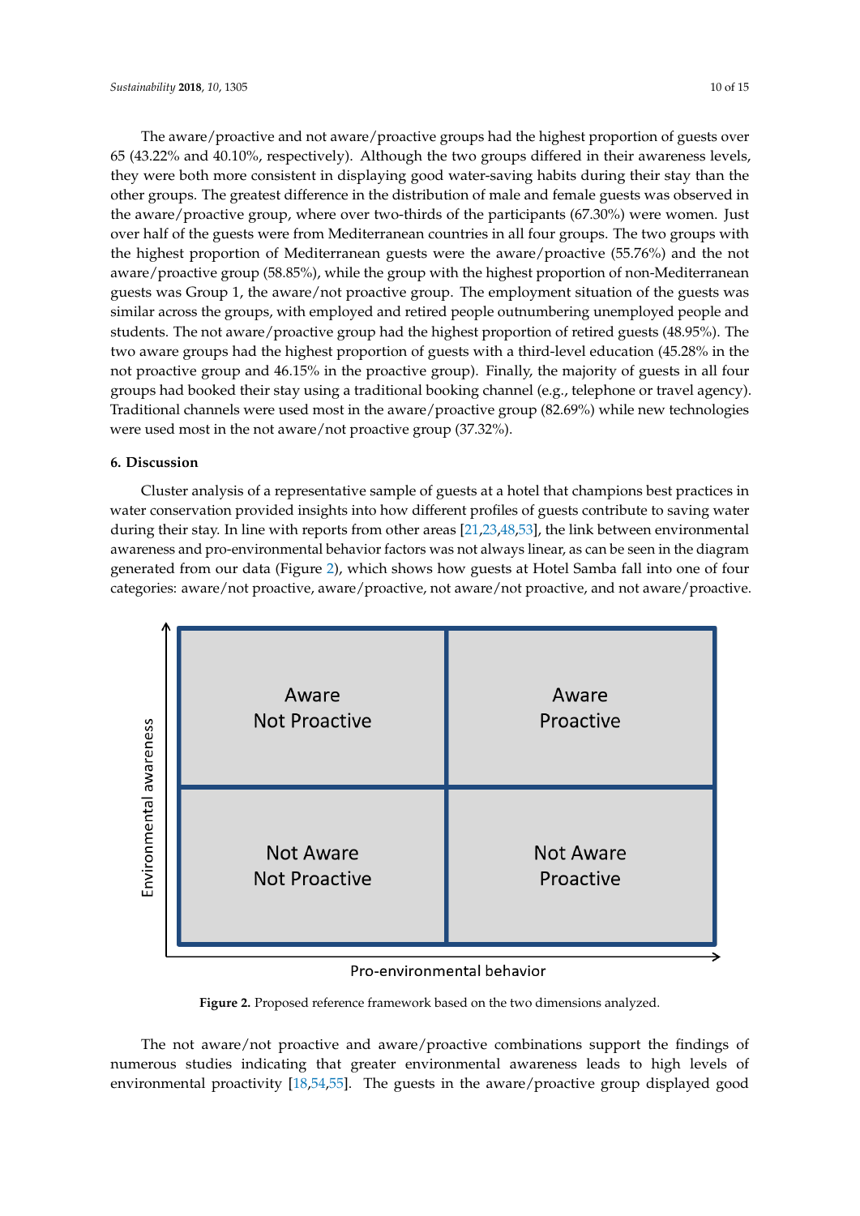The aware/proactive and not aware/proactive groups had the highest proportion of guests over 65 (43.22% and 40.10%, respectively). Although the two groups differed in their awareness levels, they were both more consistent in displaying good water-saving habits during their stay than the other groups. The greatest difference in the distribution of male and female guests was observed in the aware/proactive group, where over two-thirds of the participants (67.30%) were women. Just over half of the guests were from Mediterranean countries in all four groups. The two groups with the highest proportion of Mediterranean guests were the aware/proactive (55.76%) and the not aware/proactive group (58.85%), while the group with the highest proportion of non-Mediterranean guests was Group 1, the aware/not proactive group. The employment situation of the guests was similar across the groups, with employed and retired people outnumbering unemployed people and students. The not aware/proactive group had the highest proportion of retired guests (48.95%). The two aware groups had the highest proportion of guests with a third-level education (45.28% in the not proactive group and 46.15% in the proactive group). Finally, the majority of guests in all four groups had booked their stay using a traditional booking channel (e.g., telephone or travel agency). Traditional channels were used most in the aware/proactive group (82.69%) while new technologies were used most in the not aware/not proactive group (37.32%).

## 6. Discussion

Cluster analysis of a representative sample of guests at a hotel that champions best practices in water conservation provided insights into how different profiles of guests contribute to saving water during their stay. In line with reports from other areas [21,23,48,53], the link between environmental awareness and pro-environmental behavior factors was not always linear, as can be seen in the diagram generated from our data (Figure 2), which shows how guests at Hotel Samba fall into one of four categories: aware/not proactive, aware/proactive, not aware/not proactive, and not aware/proactive.

Environmental awareness

Aware
Not Proactive

Aware
Proactive

Not Aware
Not Proactive

Not Aware
Proactive

Pro-environmental behavior

**Figure 2.** Proposed reference framework based on the two dimensions analyzed.

The not aware/not proactive and aware/proactive combinations support the findings of numerous studies indicating that greater environmental awareness leads to high levels of environmental proactivity [18,54,55]. The guests in the aware/proactive group displayed good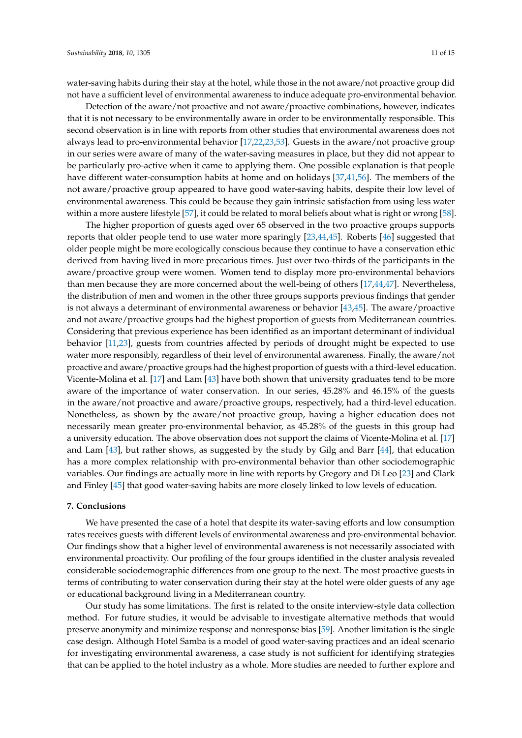water-saving habits during their stay at the hotel, while those in the not aware/not proactive group did not have a sufficient level of environmental awareness to induce adequate pro-environmental behavior.

Detection of the aware/not proactive and not aware/proactive combinations, however, indicates that it is not necessary to be environmentally aware in order to be environmentally responsible. This second observation is in line with reports from other studies that environmental awareness does not always lead to pro-environmental behavior [17,22,23,53]. Guests in the aware/not proactive group in our series were aware of many of the water-saving measures in place, but they did not appear to be particularly pro-active when it came to applying them. One possible explanation is that people have different water-consumption habits at home and on holidays [37,41,56]. The members of the not aware/proactive group appeared to have good water-saving habits, despite their low level of environmental awareness. This could be because they gain intrinsic satisfaction from using less water within a more austere lifestyle [57], it could be related to moral beliefs about what is right or wrong [58].

The higher proportion of guests aged over 65 observed in the two proactive groups supports reports that older people tend to use water more sparingly [23,44,45]. Roberts [46] suggested that older people might be more ecologically conscious because they continue to have a conservation ethic derived from having lived in more precarious times. Just over two-thirds of the participants in the aware/proactive group were women. Women tend to display more pro-environmental behaviors than men because they are more concerned about the well-being of others [17,44,47]. Nevertheless, the distribution of men and women in the other three groups supports previous findings that gender is not always a determinant of environmental awareness or behavior [43,45]. The aware/proactive and not aware/proactive groups had the highest proportion of guests from Mediterranean countries. Considering that previous experience has been identified as an important determinant of individual behavior [11,23], guests from countries affected by periods of drought might be expected to use water more responsibly, regardless of their level of environmental awareness. Finally, the aware/not proactive and aware/proactive groups had the highest proportion of guests with a third-level education. Vicente-Molina et al. [17] and Lam [43] have both shown that university graduates tend to be more aware of the importance of water conservation. In our series, 45.28% and 46.15% of the guests in the aware/not proactive and aware/proactive groups, respectively, had a third-level education. Nonetheless, as shown by the aware/not proactive group, having a higher education does not necessarily mean greater pro-environmental behavior, as 45.28% of the guests in this group had a university education. The above observation does not support the claims of Vicente-Molina et al. [17] and Lam [43], but rather shows, as suggested by the study by Gilg and Barr [44], that education has a more complex relationship with pro-environmental behavior than other sociodemographic variables. Our findings are actually more in line with reports by Gregory and Di Leo [23] and Clark and Finley [45] that good water-saving habits are more closely linked to low levels of education.

## 7. Conclusions

We have presented the case of a hotel that despite its water-saving efforts and low consumption rates receives guests with different levels of environmental awareness and pro-environmental behavior. Our findings show that a higher level of environmental awareness is not necessarily associated with environmental proactivity. Our profiling of the four groups identified in the cluster analysis revealed considerable sociodemographic differences from one group to the next. The most proactive guests in terms of contributing to water conservation during their stay at the hotel were older guests of any age or educational background living in a Mediterranean country.

Our study has some limitations. The first is related to the onsite interview-style data collection method. For future studies, it would be advisable to investigate alternative methods that would preserve anonymity and minimize response and nonresponse bias [59]. Another limitation is the single case design. Although Hotel Samba is a model of good water-saving practices and an ideal scenario for investigating environmental awareness, a case study is not sufficient for identifying strategies that can be applied to the hotel industry as a whole. More studies are needed to further explore and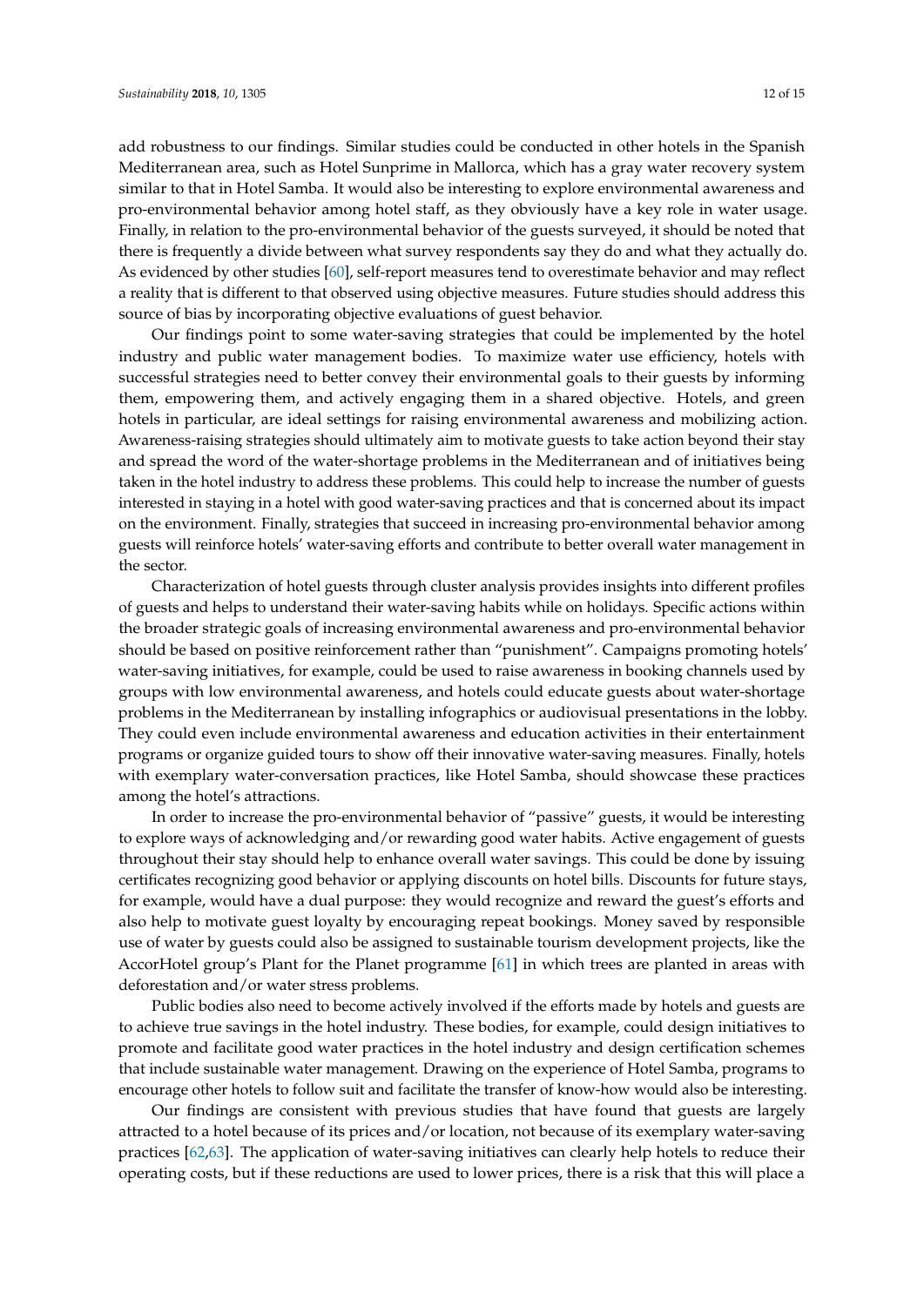add robustness to our findings. Similar studies could be conducted in other hotels in the Spanish Mediterranean area, such as Hotel Sunprime in Mallorca, which has a gray water recovery system similar to that in Hotel Samba. It would also be interesting to explore environmental awareness and pro-environmental behavior among hotel staff, as they obviously have a key role in water usage. Finally, in relation to the pro-environmental behavior of the guests surveyed, it should be noted that there is frequently a divide between what survey respondents say they do and what they actually do. As evidenced by other studies [60], self-report measures tend to overestimate behavior and may reflect a reality that is different to that observed using objective measures. Future studies should address this source of bias by incorporating objective evaluations of guest behavior.

Our findings point to some water-saving strategies that could be implemented by the hotel industry and public water management bodies. To maximize water use efficiency, hotels with successful strategies need to better convey their environmental goals to their guests by informing them, empowering them, and actively engaging them in a shared objective. Hotels, and green hotels in particular, are ideal settings for raising environmental awareness and mobilizing action. Awareness-raising strategies should ultimately aim to motivate guests to take action beyond their stay and spread the word of the water-shortage problems in the Mediterranean and of initiatives being taken in the hotel industry to address these problems. This could help to increase the number of guests interested in staying in a hotel with good water-saving practices and that is concerned about its impact on the environment. Finally, strategies that succeed in increasing pro-environmental behavior among guests will reinforce hotels' water-saving efforts and contribute to better overall water management in the sector.

Characterization of hotel guests through cluster analysis provides insights into different profiles of guests and helps to understand their water-saving habits while on holidays. Specific actions within the broader strategic goals of increasing environmental awareness and pro-environmental behavior should be based on positive reinforcement rather than "punishment". Campaigns promoting hotels' water-saving initiatives, for example, could be used to raise awareness in booking channels used by groups with low environmental awareness, and hotels could educate guests about water-shortage problems in the Mediterranean by installing infographics or audiovisual presentations in the lobby. They could even include environmental awareness and education activities in their entertainment programs or organize guided tours to show off their innovative water-saving measures. Finally, hotels with exemplary water-conversation practices, like Hotel Samba, should showcase these practices among the hotel's attractions.

In order to increase the pro-environmental behavior of "passive" guests, it would be interesting to explore ways of acknowledging and/or rewarding good water habits. Active engagement of guests throughout their stay should help to enhance overall water savings. This could be done by issuing certificates recognizing good behavior or applying discounts on hotel bills. Discounts for future stays, for example, would have a dual purpose: they would recognize and reward the guest's efforts and also help to motivate guest loyalty by encouraging repeat bookings. Money saved by responsible use of water by guests could also be assigned to sustainable tourism development projects, like the AccorHotel group's Plant for the Planet programme [61] in which trees are planted in areas with deforestation and/or water stress problems.

Public bodies also need to become actively involved if the efforts made by hotels and guests are to achieve true savings in the hotel industry. These bodies, for example, could design initiatives to promote and facilitate good water practices in the hotel industry and design certification schemes that include sustainable water management. Drawing on the experience of Hotel Samba, programs to encourage other hotels to follow suit and facilitate the transfer of know-how would also be interesting.

Our findings are consistent with previous studies that have found that guests are largely attracted to a hotel because of its prices and/or location, not because of its exemplary water-saving practices [62,63]. The application of water-saving initiatives can clearly help hotels to reduce their operating costs, but if these reductions are used to lower prices, there is a risk that this will place a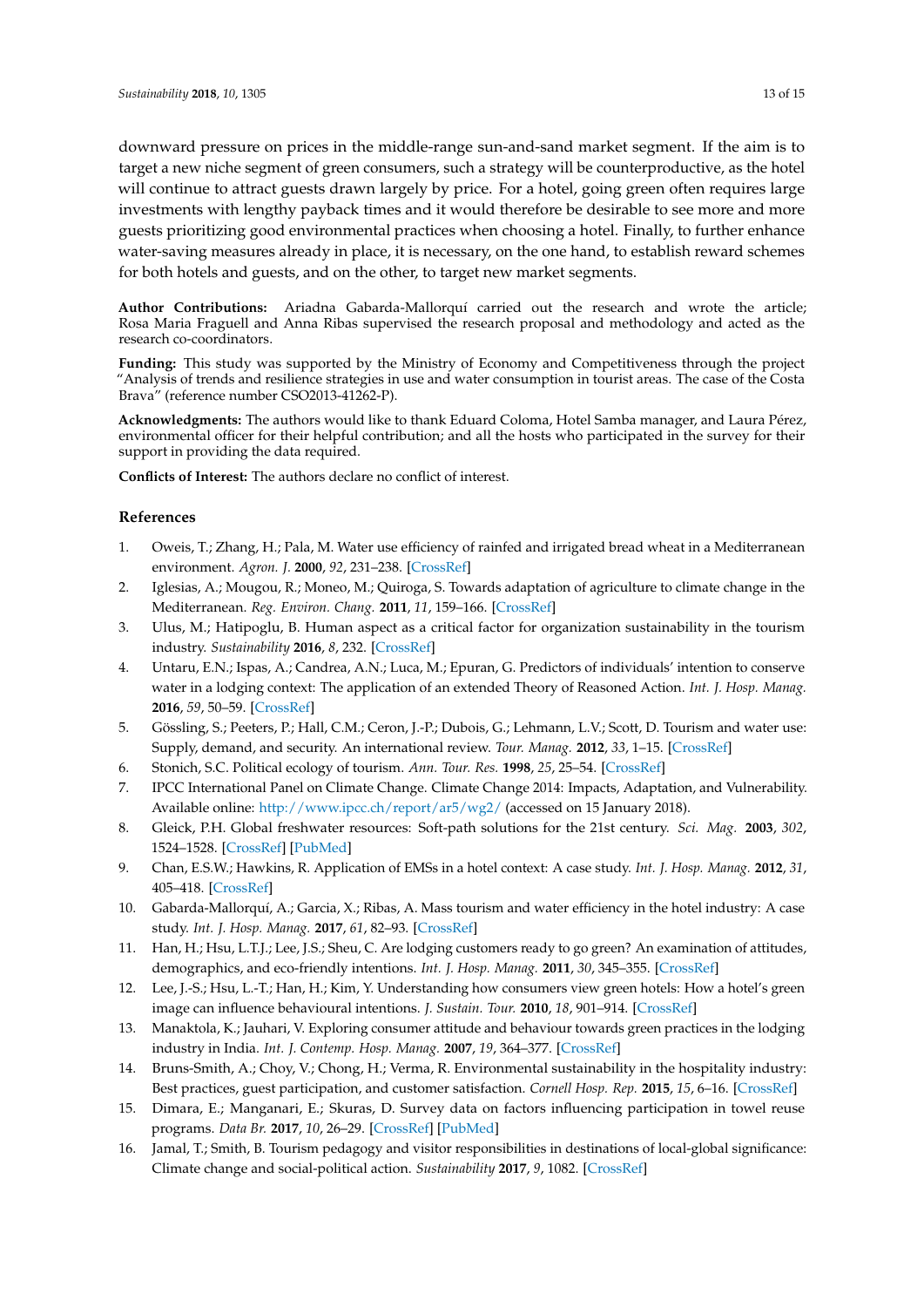downward pressure on prices in the middle-range sun-and-sand market segment. If the aim is to target a new niche segment of green consumers, such a strategy will be counterproductive, as the hotel will continue to attract guests drawn largely by price. For a hotel, going green often requires large investments with lengthy payback times and it would therefore be desirable to see more and more guests prioritizing good environmental practices when choosing a hotel. Finally, to further enhance water-saving measures already in place, it is necessary, on the one hand, to establish reward schemes for both hotels and guests, and on the other, to target new market segments.

**Author Contributions:** Ariadna Gabarda-Mallorquí carried out the research and wrote the article; Rosa Maria Fraguell and Anna Ribas supervised the research proposal and methodology and acted as the research co-coordinators.

**Funding:** This study was supported by the Ministry of Economy and Competitiveness through the project "Analysis of trends and resilience strategies in use and water consumption in tourist areas. The case of the Costa Brava" (reference number CSO2013-41262-P).

**Acknowledgments:** The authors would like to thank Eduard Coloma, Hotel Samba manager, and Laura Pérez, environmental officer for their helpful contribution; and all the hosts who participated in the survey for their support in providing the data required.

**Conflicts of Interest:** The authors declare no conflict of interest.

## References

1. Oweis, T.; Zhang, H.; Pala, M. Water use efficiency of rainfed and irrigated bread wheat in a Mediterranean environment. *Agron. J.* **2000**, *92*, 231–238. [CrossRef]
2. Iglesias, A.; Mougou, R.; Moneo, M.; Quiroga, S. Towards adaptation of agriculture to climate change in the Mediterranean. *Reg. Environ. Chang.* **2011**, *11*, 159–166. [CrossRef]
3. Ulus, M.; Hatipoglu, B. Human aspect as a critical factor for organization sustainability in the tourism industry. *Sustainability* **2016**, *8*, 232. [CrossRef]
4. Untaru, E.N.; Ispas, A.; Candrea, A.N.; Luca, M.; Epuran, G. Predictors of individuals' intention to conserve water in a lodging context: The application of an extended Theory of Reasoned Action. *Int. J. Hosp. Manag.* **2016**, *59*, 50–59. [CrossRef]
5. Gössling, S.; Peeters, P.; Hall, C.M.; Ceron, J.-P.; Dubois, G.; Lehmann, L.V.; Scott, D. Tourism and water use: Supply, demand, and security. An international review. *Tour. Manag.* **2012**, *33*, 1–15. [CrossRef]
6. Stonich, S.C. Political ecology of tourism. *Ann. Tour. Res.* **1998**, *25*, 25–54. [CrossRef]
7. IPCC International Panel on Climate Change. Climate Change 2014: Impacts, Adaptation, and Vulnerability. Available online: http://www.ipcc.ch/report/ar5/wg2/ (accessed on 15 January 2018).
8. Gleick, P.H. Global freshwater resources: Soft-path solutions for the 21st century. *Sci. Mag.* **2003**, *302*, 1524–1528. [CrossRef] [PubMed]
9. Chan, E.S.W.; Hawkins, R. Application of EMSs in a hotel context: A case study. *Int. J. Hosp. Manag.* **2012**, *31*, 405–418. [CrossRef]
10. Gabarda-Mallorquí, A.; Garcia, X.; Ribas, A. Mass tourism and water efficiency in the hotel industry: A case study. *Int. J. Hosp. Manag.* **2017**, *61*, 82–93. [CrossRef]
11. Han, H.; Hsu, L.T.J.; Lee, J.S.; Sheu, C. Are lodging customers ready to go green? An examination of attitudes, demographics, and eco-friendly intentions. *Int. J. Hosp. Manag.* **2011**, *30*, 345–355. [CrossRef]
12. Lee, J.-S.; Hsu, L.-T.; Han, H.; Kim, Y. Understanding how consumers view green hotels: How a hotel's green image can influence behavioural intentions. *J. Sustain. Tour.* **2010**, *18*, 901–914. [CrossRef]
13. Manaktola, K.; Jauhari, V. Exploring consumer attitude and behaviour towards green practices in the lodging industry in India. *Int. J. Contemp. Hosp. Manag.* **2007**, *19*, 364–377. [CrossRef]
14. Bruns-Smith, A.; Choy, V.; Chong, H.; Verma, R. Environmental sustainability in the hospitality industry: Best practices, guest participation, and customer satisfaction. *Cornell Hosp. Rep.* **2015**, *15*, 6–16. [CrossRef]
15. Dimara, E.; Manganari, E.; Skuras, D. Survey data on factors influencing participation in towel reuse programs. *Data Br.* **2017**, *10*, 26–29. [CrossRef] [PubMed]
16. Jamal, T.; Smith, B. Tourism pedagogy and visitor responsibilities in destinations of local-global significance: Climate change and social-political action. *Sustainability* **2017**, *9*, 1082. [CrossRef]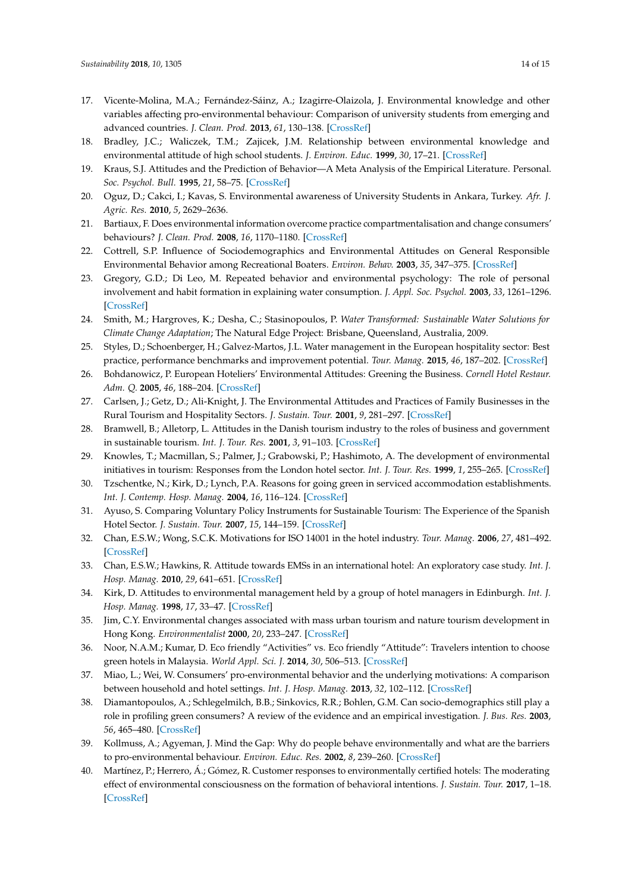17. Vicente-Molina, M.A.; Fernández-Sáinz, A.; Izagirre-Olaizola, J. Environmental knowledge and other variables affecting pro-environmental behaviour: Comparison of university students from emerging and advanced countries. *J. Clean. Prod.* **2013**, *61*, 130–138. [CrossRef]
18. Bradley, J.C.; Waliczek, T.M.; Zajicek, J.M. Relationship between environmental knowledge and environmental attitude of high school students. *J. Environ. Educ.* **1999**, *30*, 17–21. [CrossRef]
19. Kraus, S.J. Attitudes and the Prediction of Behavior—A Meta Analysis of the Empirical Literature. Personal. *Soc. Psychol. Bull.* **1995**, *21*, 58–75. [CrossRef]
20. Oguz, D.; Cakci, I.; Kavas, S. Environmental awareness of University Students in Ankara, Turkey. *Afr. J. Agric. Res.* **2010**, *5*, 2629–2636.
21. Bartiaux, F. Does environmental information overcome practice compartmentalisation and change consumers' behaviours? *J. Clean. Prod.* **2008**, *16*, 1170–1180. [CrossRef]
22. Cottrell, S.P. Influence of Sociodemographics and Environmental Attitudes on General Responsible Environmental Behavior among Recreational Boaters. *Environ. Behav.* **2003**, *35*, 347–375. [CrossRef]
23. Gregory, G.D.; Di Leo, M. Repeated behavior and environmental psychology: The role of personal involvement and habit formation in explaining water consumption. *J. Appl. Soc. Psychol.* **2003**, *33*, 1261–1296. [CrossRef]
24. Smith, M.; Hargroves, K.; Desha, C.; Stasinopoulos, P. *Water Transformed: Sustainable Water Solutions for Climate Change Adaptation*; The Natural Edge Project: Brisbane, Queensland, Australia, 2009.
25. Styles, D.; Schoenberger, H.; Galvez-Martos, J.L. Water management in the European hospitality sector: Best practice, performance benchmarks and improvement potential. *Tour. Manag.* **2015**, *46*, 187–202. [CrossRef]
26. Bohdanowicz, P. European Hoteliers' Environmental Attitudes: Greening the Business. *Cornell Hotel Restaur. Adm. Q.* **2005**, *46*, 188–204. [CrossRef]
27. Carlsen, J.; Getz, D.; Ali-Knight, J. The Environmental Attitudes and Practices of Family Businesses in the Rural Tourism and Hospitality Sectors. *J. Sustain. Tour.* **2001**, *9*, 281–297. [CrossRef]
28. Bramwell, B.; Alletorp, L. Attitudes in the Danish tourism industry to the roles of business and government in sustainable tourism. *Int. J. Tour. Res.* **2001**, *3*, 91–103. [CrossRef]
29. Knowles, T.; Macmillan, S.; Palmer, J.; Grabowski, P.; Hashimoto, A. The development of environmental initiatives in tourism: Responses from the London hotel sector. *Int. J. Tour. Res.* **1999**, *1*, 255–265. [CrossRef]
30. Tzschentke, N.; Kirk, D.; Lynch, P.A. Reasons for going green in serviced accommodation establishments. *Int. J. Contemp. Hosp. Manag.* **2004**, *16*, 116–124. [CrossRef]
31. Ayuso, S. Comparing Voluntary Policy Instruments for Sustainable Tourism: The Experience of the Spanish Hotel Sector. *J. Sustain. Tour.* **2007**, *15*, 144–159. [CrossRef]
32. Chan, E.S.W.; Wong, S.C.K. Motivations for ISO 14001 in the hotel industry. *Tour. Manag.* **2006**, *27*, 481–492. [CrossRef]
33. Chan, E.S.W.; Hawkins, R. Attitude towards EMSs in an international hotel: An exploratory case study. *Int. J. Hosp. Manag.* **2010**, *29*, 641–651. [CrossRef]
34. Kirk, D. Attitudes to environmental management held by a group of hotel managers in Edinburgh. *Int. J. Hosp. Manag.* **1998**, *17*, 33–47. [CrossRef]
35. Jim, C.Y. Environmental changes associated with mass urban tourism and nature tourism development in Hong Kong. *Environmentalist* **2000**, *20*, 233–247. [CrossRef]
36. Noor, N.A.M.; Kumar, D. Eco friendly "Activities" vs. Eco friendly "Attitude": Travelers intention to choose green hotels in Malaysia. *World Appl. Sci. J.* **2014**, *30*, 506–513. [CrossRef]
37. Miao, L.; Wei, W. Consumers' pro-environmental behavior and the underlying motivations: A comparison between household and hotel settings. *Int. J. Hosp. Manag.* **2013**, *32*, 102–112. [CrossRef]
38. Diamantopoulos, A.; Schlegelmilch, B.B.; Sinkovics, R.R.; Bohlen, G.M. Can socio-demographics still play a role in profiling green consumers? A review of the evidence and an empirical investigation. *J. Bus. Res.* **2003**, *56*, 465–480. [CrossRef]
39. Kollmuss, A.; Agyeman, J. Mind the Gap: Why do people behave environmentally and what are the barriers to pro-environmental behaviour. *Environ. Educ. Res.* **2002**, *8*, 239–260. [CrossRef]
40. Martínez, P.; Herrero, Á.; Gómez, R. Customer responses to environmentally certified hotels: The moderating effect of environmental consciousness on the formation of behavioral intentions. *J. Sustain. Tour.* **2017**, 1–18. [CrossRef]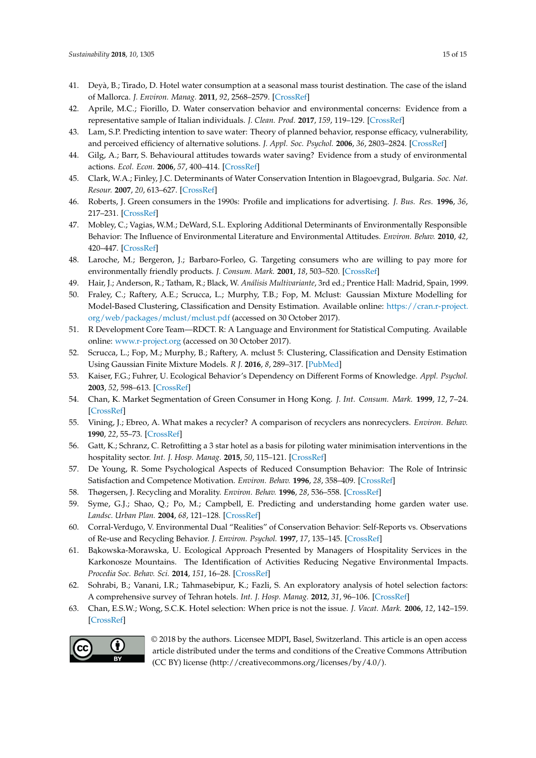41. Deyà, B.; Tirado, D. Hotel water consumption at a seasonal mass tourist destination. The case of the island of Mallorca. *J. Environ. Manag.* **2011**, *92*, 2568–2579. [CrossRef]
42. Aprile, M.C.; Fiorillo, D. Water conservation behavior and environmental concerns: Evidence from a representative sample of Italian individuals. *J. Clean. Prod.* **2017**, *159*, 119–129. [CrossRef]
43. Lam, S.P. Predicting intention to save water: Theory of planned behavior, response efficacy, vulnerability, and perceived efficiency of alternative solutions. *J. Appl. Soc. Psychol.* **2006**, *36*, 2803–2824. [CrossRef]
44. Gilg, A.; Barr, S. Behavioural attitudes towards water saving? Evidence from a study of environmental actions. *Ecol. Econ.* **2006**, *57*, 400–414. [CrossRef]
45. Clark, W.A.; Finley, J.C. Determinants of Water Conservation Intention in Blagoevgrad, Bulgaria. *Soc. Nat. Resour.* **2007**, *20*, 613–627. [CrossRef]
46. Roberts, J. Green consumers in the 1990s: Profile and implications for advertising. *J. Bus. Res.* **1996**, *36*, 217–231. [CrossRef]
47. Mobley, C.; Vagias, W.M.; DeWard, S.L. Exploring Additional Determinants of Environmentally Responsible Behavior: The Influence of Environmental Literature and Environmental Attitudes. *Environ. Behav.* **2010**, *42*, 420–447. [CrossRef]
48. Laroche, M.; Bergeron, J.; Barbaro-Forleo, G. Targeting consumers who are willing to pay more for environmentally friendly products. *J. Consum. Mark.* **2001**, *18*, 503–520. [CrossRef]
49. Hair, J.; Anderson, R.; Tatham, R.; Black, W. *Análisis Multivariante*, 3rd ed.; Prentice Hall: Madrid, Spain, 1999.
50. Fraley, C.; Raftery, A.E.; Scrucca, L.; Murphy, T.B.; Fop, M. Mclust: Gaussian Mixture Modelling for Model-Based Clustering, Classification and Density Estimation. Available online: https://cran.r-project.org/web/packages/mclust/mclust.pdf (accessed on 30 October 2017).
51. R Development Core Team—RDCT. R: A Language and Environment for Statistical Computing. Available online: www.r-project.org (accessed on 30 October 2017).
52. Scrucca, L.; Fop, M.; Murphy, B.; Raftery, A. mclust 5: Clustering, Classification and Density Estimation Using Gaussian Finite Mixture Models. *R J.* **2016**, *8*, 289–317. [PubMed]
53. Kaiser, F.G.; Fuhrer, U. Ecological Behavior's Dependency on Different Forms of Knowledge. *Appl. Psychol.* **2003**, *52*, 598–613. [CrossRef]
54. Chan, K. Market Segmentation of Green Consumer in Hong Kong. *J. Int. Consum. Mark.* **1999**, *12*, 7–24. [CrossRef]
55. Vining, J.; Ebreo, A. What makes a recycler? A comparison of recyclers ans nonrecyclers. *Environ. Behav.* **1990**, *22*, 55–73. [CrossRef]
56. Gatt, K.; Schranz, C. Retrofitting a 3 star hotel as a basis for piloting water minimisation interventions in the hospitality sector. *Int. J. Hosp. Manag.* **2015**, *50*, 115–121. [CrossRef]
57. De Young, R. Some Psychological Aspects of Reduced Consumption Behavior: The Role of Intrinsic Satisfaction and Competence Motivation. *Environ. Behav.* **1996**, *28*, 358–409. [CrossRef]
58. Thøgersen, J. Recycling and Morality. *Environ. Behav.* **1996**, *28*, 536–558. [CrossRef]
59. Syme, G.J.; Shao, Q.; Po, M.; Campbell, E. Predicting and understanding home garden water use. *Landsc. Urban Plan.* **2004**, *68*, 121–128. [CrossRef]
60. Corral-Verdugo, V. Environmental Dual "Realities" of Conservation Behavior: Self-Reports vs. Observations of Re-use and Recycling Behavior. *J. Environ. Psychol.* **1997**, *17*, 135–145. [CrossRef]
61. Bąkowska-Morawska, U. Ecological Approach Presented by Managers of Hospitality Services in the Karkonosze Mountains. The Identification of Activities Reducing Negative Environmental Impacts. *Procedia Soc. Behav. Sci.* **2014**, *151*, 16–28. [CrossRef]
62. Sohrabi, B.; Vanani, I.R.; Tahmasebipur, K.; Fazli, S. An exploratory analysis of hotel selection factors: A comprehensive survey of Tehran hotels. *Int. J. Hosp. Manag.* **2012**, *31*, 96–106. [CrossRef]
63. Chan, E.S.W.; Wong, S.C.K. Hotel selection: When price is not the issue. *J. Vacat. Mark.* **2006**, *12*, 142–159. [CrossRef]

© 2018 by the authors. Licensee MDPI, Basel, Switzerland. This article is an open access article distributed under the terms and conditions of the Creative Commons Attribution (CC BY) license (http://creativecommons.org/licenses/by/4.0/).